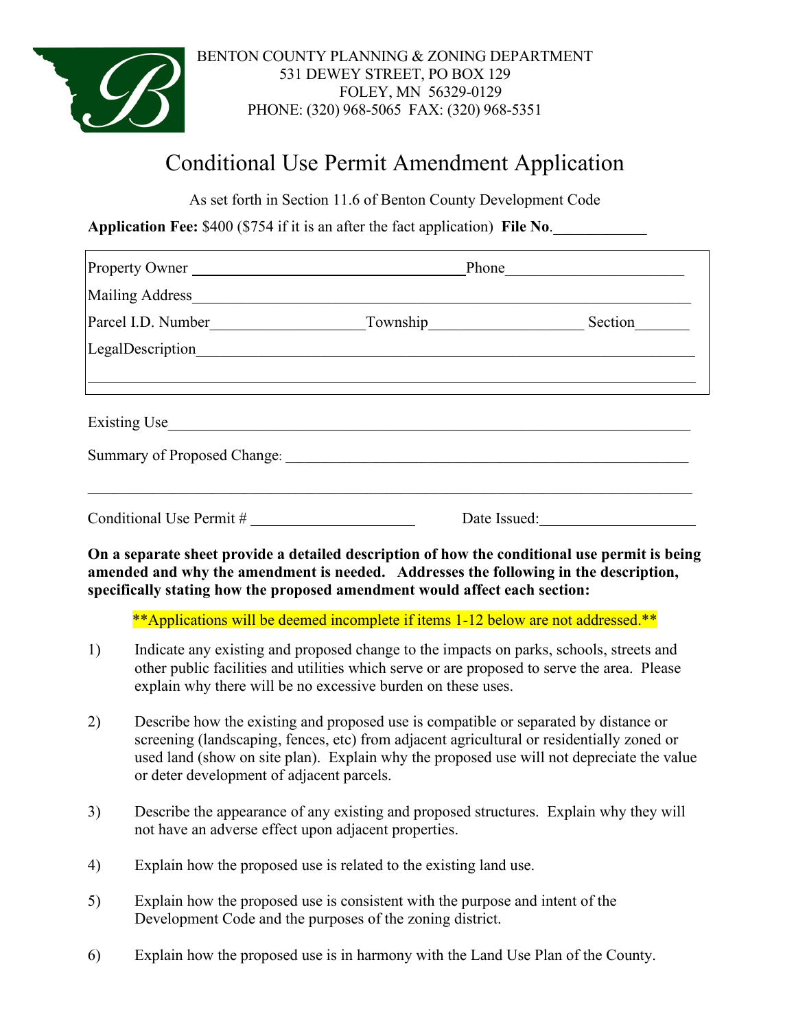BENTON COUNTY PLANNING & ZONING DEPARTMENT
531 DEWEY STREET, PO BOX 129
FOLEY, MN 56329-0129
PHONE: (320) 968-5065 FAX: (320) 968-5351

# Conditional Use Permit Amendment Application

As set forth in Section 11.6 of Benton County Development Code

**Application Fee:** $400 ($754 if it is an after the fact application) **File No**.____________

Property Owner ______________________________________ Phone ______________________

Mailing Address ______________________________________________________________

Parcel I.D. Number ___________________ Township ___________________ Section _______

LegalDescription______________________________________________________________

_______________________________________________________________________________

Existing Use__________________________________________________________________

Summary of Proposed Change: ___________________________________________________

_______________________________________________________________________________

Conditional Use Permit # _____________________ Date Issued: ____________________

**On a separate sheet provide a detailed description of how the conditional use permit is being amended and why the amendment is needed. Addresses the following in the description, specifically stating how the proposed amendment would affect each section:**

**Applications will be deemed incomplete if items 1-12 below are not addressed.**

1) Indicate any existing and proposed change to the impacts on parks, schools, streets and other public facilities and utilities which serve or are proposed to serve the area. Please explain why there will be no excessive burden on these uses.

2) Describe how the existing and proposed use is compatible or separated by distance or screening (landscaping, fences, etc) from adjacent agricultural or residentially zoned or used land (show on site plan). Explain why the proposed use will not depreciate the value or deter development of adjacent parcels.

3) Describe the appearance of any existing and proposed structures. Explain why they will not have an adverse effect upon adjacent properties.

4) Explain how the proposed use is related to the existing land use.

5) Explain how the proposed use is consistent with the purpose and intent of the Development Code and the purposes of the zoning district.

6) Explain how the proposed use is in harmony with the Land Use Plan of the County.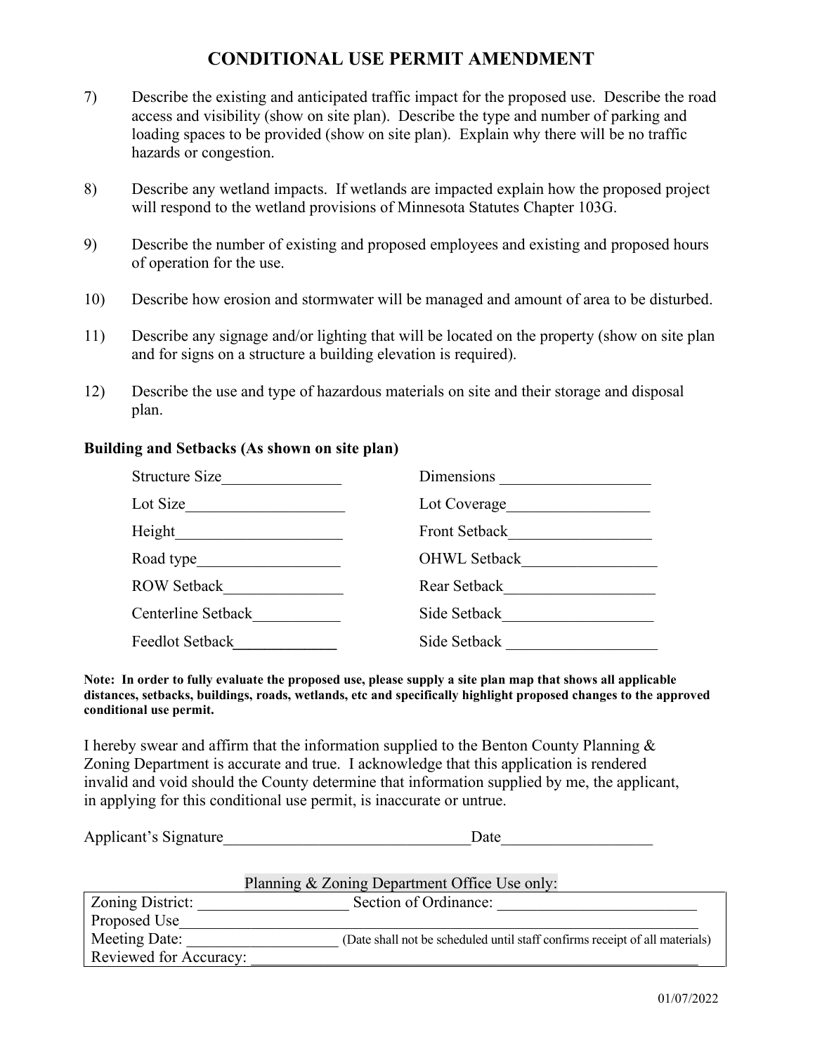# CONDITIONAL USE PERMIT AMENDMENT

7) Describe the existing and anticipated traffic impact for the proposed use. Describe the road access and visibility (show on site plan). Describe the type and number of parking and loading spaces to be provided (show on site plan). Explain why there will be no traffic hazards or congestion.

8) Describe any wetland impacts. If wetlands are impacted explain how the proposed project will respond to the wetland provisions of Minnesota Statutes Chapter 103G.

9) Describe the number of existing and proposed employees and existing and proposed hours of operation for the use.

10) Describe how erosion and stormwater will be managed and amount of area to be disturbed.

11) Describe any signage and/or lighting that will be located on the property (show on site plan and for signs on a structure a building elevation is required).

12) Describe the use and type of hazardous materials on site and their storage and disposal plan.

**Building and Setbacks (As shown on site plan)**

| | |
|---|---|
| Structure Size_______________ | Dimensions ___________________ |
| Lot Size____________________ | Lot Coverage__________________ |
| Height_____________________ | Front Setback__________________ |
| Road type__________________ | OHWL Setback_________________ |
| ROW Setback_______________ | Rear Setback___________________ |
| Centerline Setback___________ | Side Setback___________________ |
| Feedlot Setback_____________ | Side Setback ___________________ |

**Note: In order to fully evaluate the proposed use, please supply a site plan map that shows all applicable distances, setbacks, buildings, roads, wetlands, etc and specifically highlight proposed changes to the approved conditional use permit.**

I hereby swear and affirm that the information supplied to the Benton County Planning & Zoning Department is accurate and true. I acknowledge that this application is rendered invalid and void should the County determine that information supplied by me, the applicant, in applying for this conditional use permit, is inaccurate or untrue.

Applicant's Signature_______________________________Date___________________

Planning & Zoning Department Office Use only:

| |
|---|
| Zoning District: ___________________ Section of Ordinance: _________________________ |
| Proposed Use_____________________________________________________________ |
| Meeting Date: ___________________ (Date shall not be scheduled until staff confirms receipt of all materials) |
| Reviewed for Accuracy: _____________________________________________________ |

01/07/2022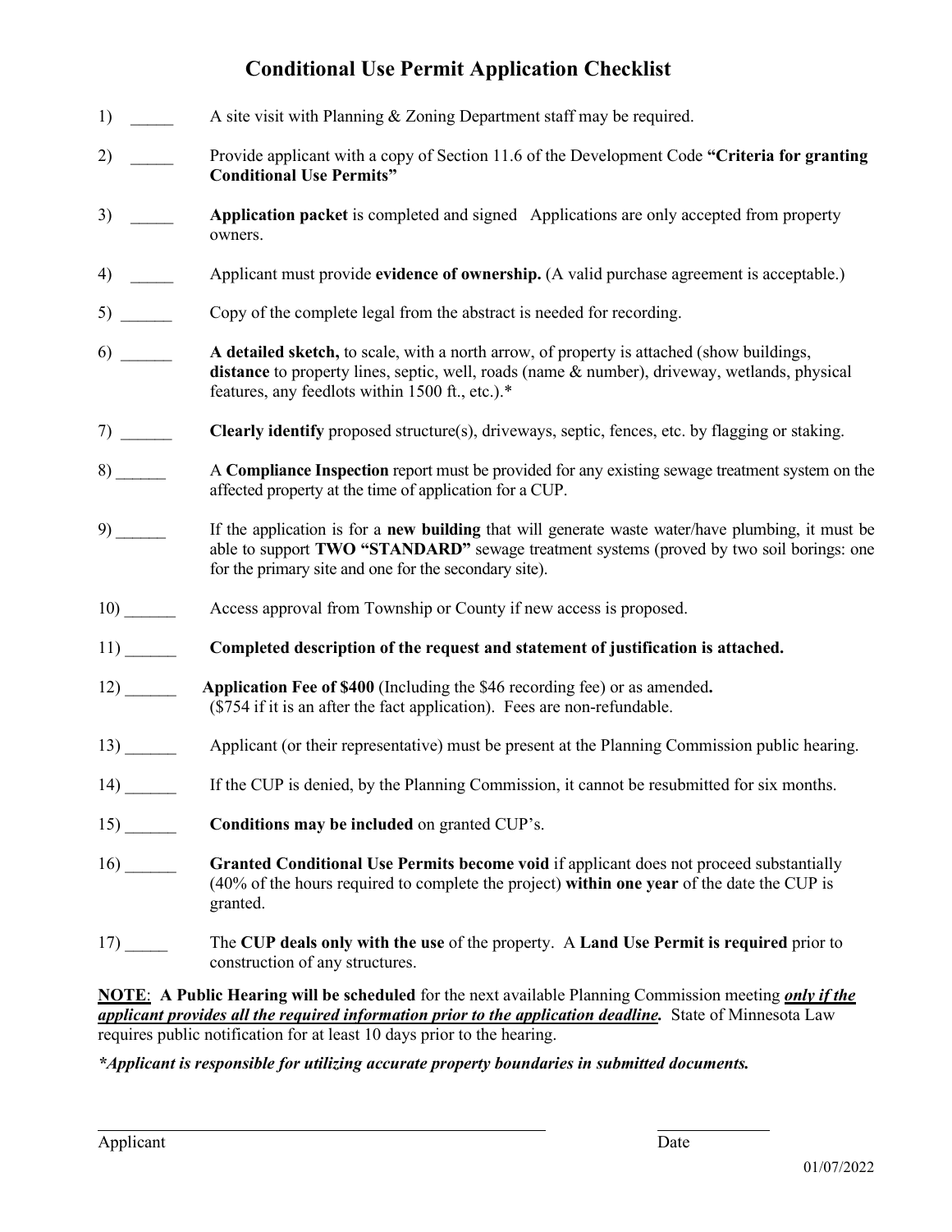# Conditional Use Permit Application Checklist

1) _____ A site visit with Planning & Zoning Department staff may be required.

2) _____ Provide applicant with a copy of Section 11.6 of the Development Code **"Criteria for granting Conditional Use Permits"**

3) _____ **Application packet** is completed and signed Applications are only accepted from property owners.

4) _____ Applicant must provide **evidence of ownership.** (A valid purchase agreement is acceptable.)

5) ______ Copy of the complete legal from the abstract is needed for recording.

6) ______ **A detailed sketch,** to scale, with a north arrow, of property is attached (show buildings, **distance** to property lines, septic, well, roads (name & number), driveway, wetlands, physical features, any feedlots within 1500 ft., etc.).*

7) ______ **Clearly identify** proposed structure(s), driveways, septic, fences, etc. by flagging or staking.

8) ______ A **Compliance Inspection** report must be provided for any existing sewage treatment system on the affected property at the time of application for a CUP.

9) ______ If the application is for a **new building** that will generate waste water/have plumbing, it must be able to support **TWO "STANDARD"** sewage treatment systems (proved by two soil borings: one for the primary site and one for the secondary site).

10) ______ Access approval from Township or County if new access is proposed.

11) ______ **Completed description of the request and statement of justification is attached.**

12) ______ **Application Fee of $400** (Including the $46 recording fee) or as amended**.** ($754 if it is an after the fact application). Fees are non-refundable.

13) ______ Applicant (or their representative) must be present at the Planning Commission public hearing.

14) ______ If the CUP is denied, by the Planning Commission, it cannot be resubmitted for six months.

15) ______ **Conditions may be included** on granted CUP's.

16) ______ **Granted Conditional Use Permits become void** if applicant does not proceed substantially (40% of the hours required to complete the project) **within one year** of the date the CUP is granted.

17) _____ The **CUP deals only with the use** of the property. A **Land Use Permit is required** prior to construction of any structures.

**NOTE**: **A Public Hearing will be scheduled** for the next available Planning Commission meeting ***only if the applicant provides all the required information prior to the application deadline.*** State of Minnesota Law requires public notification for at least 10 days prior to the hearing.

***Applicant is responsible for utilizing accurate property boundaries in submitted documents.***

_______________________________________ _____________

Applicant Date

01/07/2022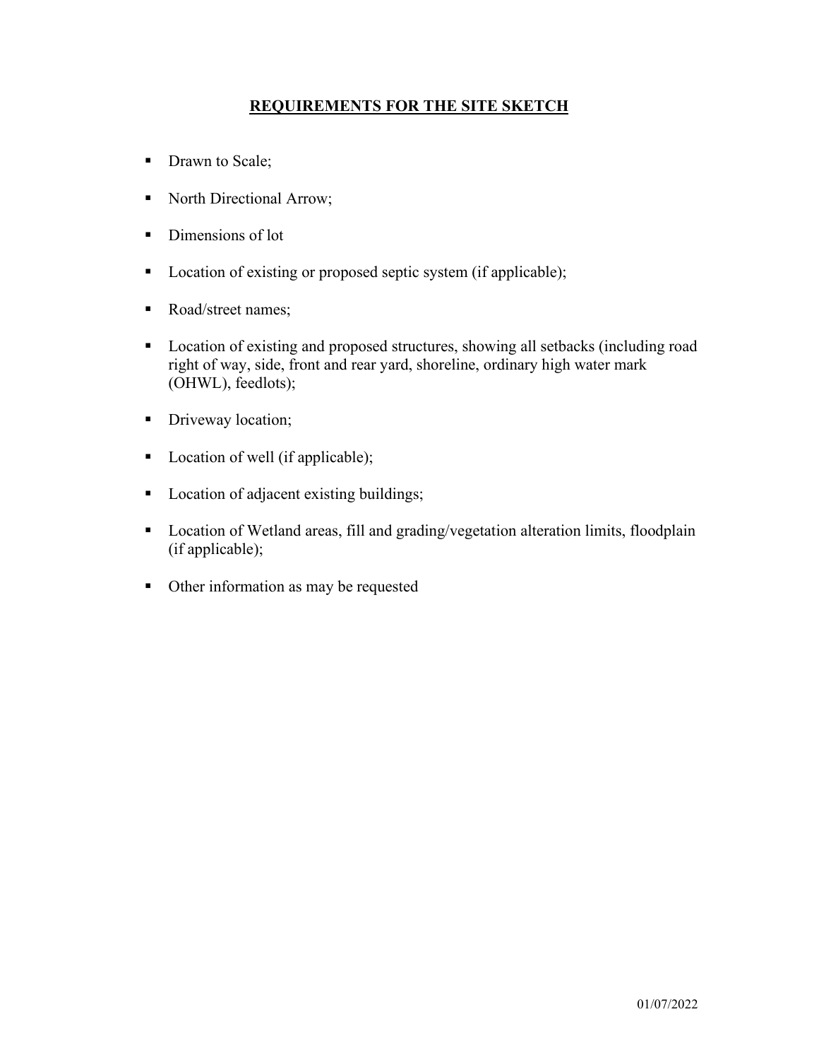## REQUIREMENTS FOR THE SITE SKETCH

- Drawn to Scale;
- North Directional Arrow;
- Dimensions of lot
- Location of existing or proposed septic system (if applicable);
- Road/street names;
- Location of existing and proposed structures, showing all setbacks (including road right of way, side, front and rear yard, shoreline, ordinary high water mark (OHWL), feedlots);
- Driveway location;
- Location of well (if applicable);
- Location of adjacent existing buildings;
- Location of Wetland areas, fill and grading/vegetation alteration limits, floodplain (if applicable);
- Other information as may be requested

01/07/2022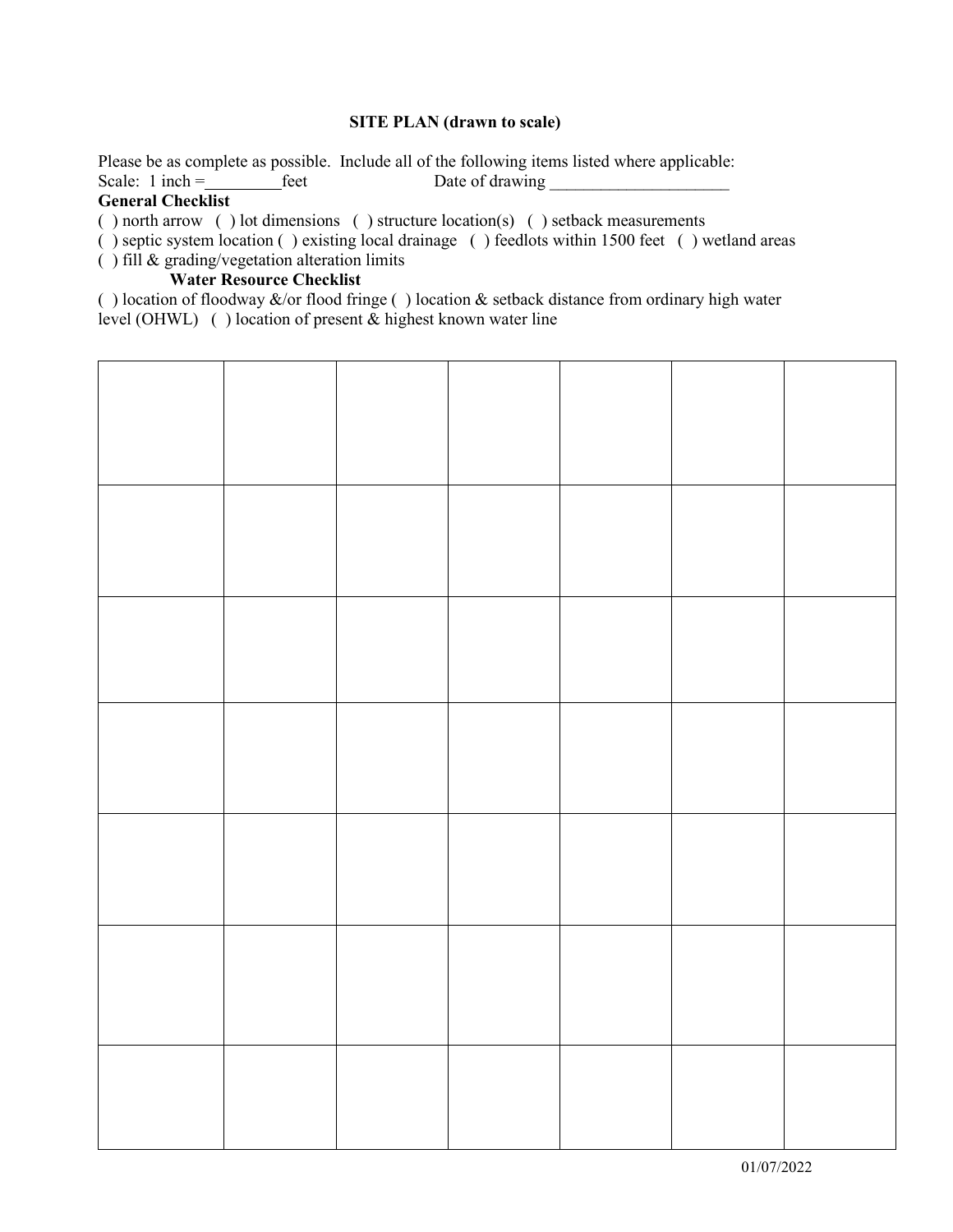## SITE PLAN (drawn to scale)

Please be as complete as possible. Include all of the following items listed where applicable:

Scale: 1 inch =_________feet                    Date of drawing _____________________

**General Checklist**

( ) north arrow ( ) lot dimensions ( ) structure location(s) ( ) setback measurements
( ) septic system location ( ) existing local drainage ( ) feedlots within 1500 feet ( ) wetland areas
( ) fill & grading/vegetation alteration limits

**Water Resource Checklist**

( ) location of floodway &/or flood fringe ( ) location & setback distance from ordinary high water level (OHWL) ( ) location of present & highest known water line

| | | | | | | |
|---|---|---|---|---|---|---|
| | | | | | | |
| | | | | | | |
| | | | | | | |
| | | | | | | |
| | | | | | | |
| | | | | | | |

01/07/2022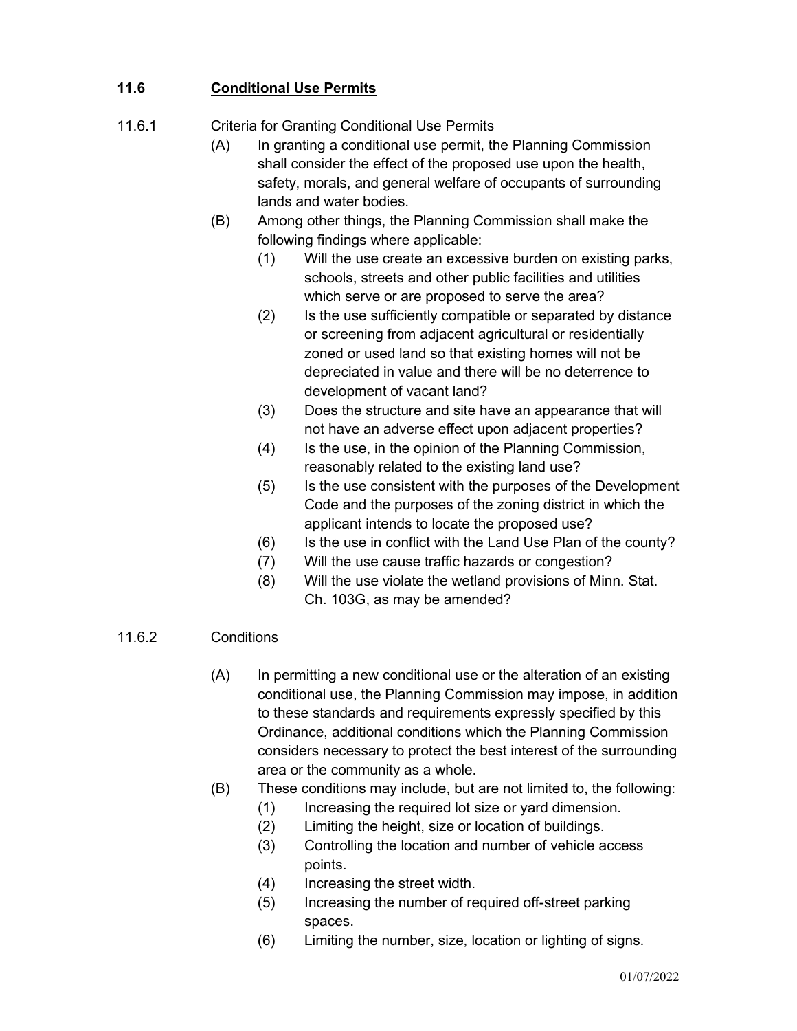## 11.6 Conditional Use Permits

11.6.1 Criteria for Granting Conditional Use Permits

(A) In granting a conditional use permit, the Planning Commission shall consider the effect of the proposed use upon the health, safety, morals, and general welfare of occupants of surrounding lands and water bodies.

(B) Among other things, the Planning Commission shall make the following findings where applicable:

(1) Will the use create an excessive burden on existing parks, schools, streets and other public facilities and utilities which serve or are proposed to serve the area?

(2) Is the use sufficiently compatible or separated by distance or screening from adjacent agricultural or residentially zoned or used land so that existing homes will not be depreciated in value and there will be no deterrence to development of vacant land?

(3) Does the structure and site have an appearance that will not have an adverse effect upon adjacent properties?

(4) Is the use, in the opinion of the Planning Commission, reasonably related to the existing land use?

(5) Is the use consistent with the purposes of the Development Code and the purposes of the zoning district in which the applicant intends to locate the proposed use?

(6) Is the use in conflict with the Land Use Plan of the county?

(7) Will the use cause traffic hazards or congestion?

(8) Will the use violate the wetland provisions of Minn. Stat. Ch. 103G, as may be amended?

11.6.2 Conditions

(A) In permitting a new conditional use or the alteration of an existing conditional use, the Planning Commission may impose, in addition to these standards and requirements expressly specified by this Ordinance, additional conditions which the Planning Commission considers necessary to protect the best interest of the surrounding area or the community as a whole.

(B) These conditions may include, but are not limited to, the following:

(1) Increasing the required lot size or yard dimension.

(2) Limiting the height, size or location of buildings.

(3) Controlling the location and number of vehicle access points.

(4) Increasing the street width.

(5) Increasing the number of required off-street parking spaces.

(6) Limiting the number, size, location or lighting of signs.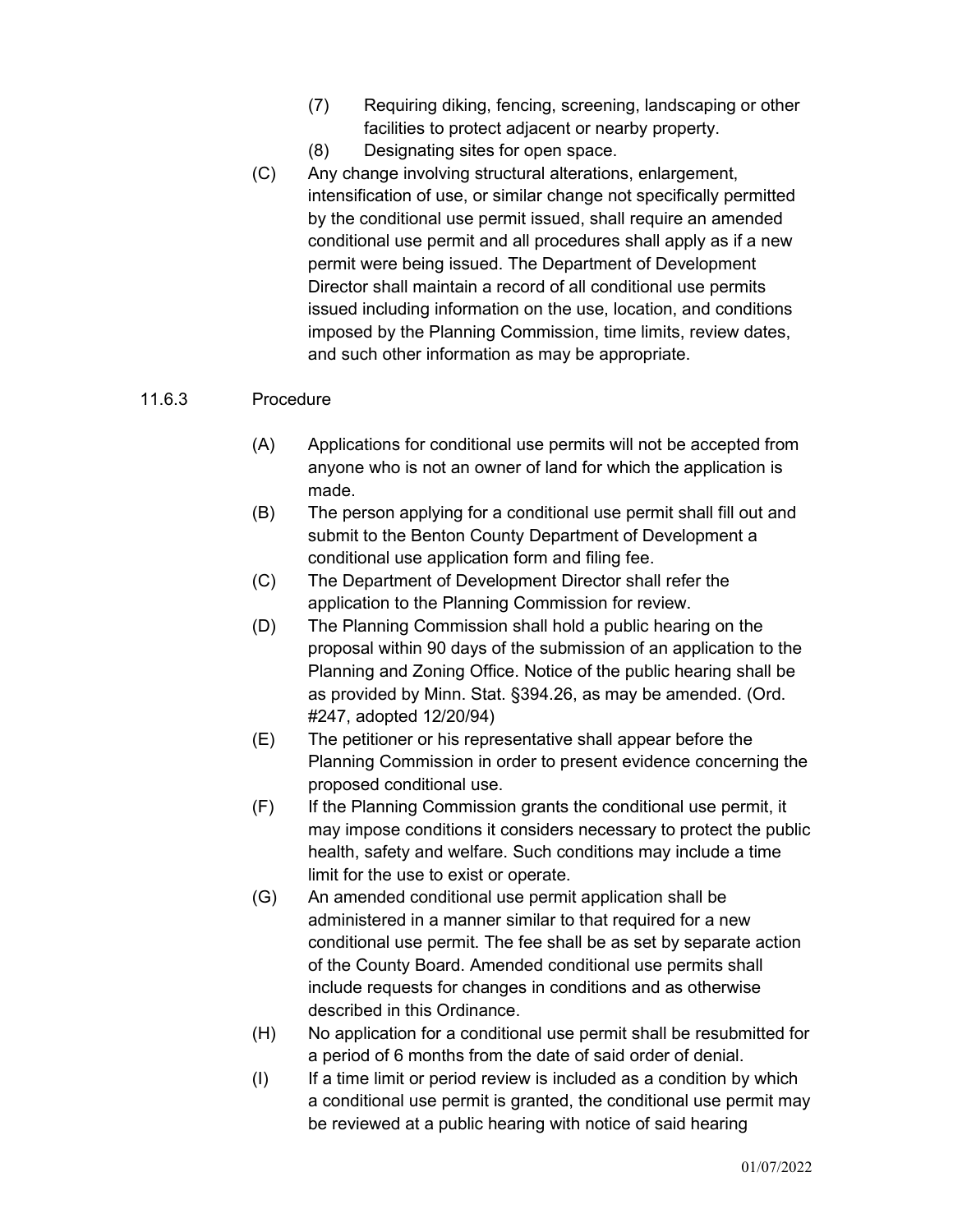(7) Requiring diking, fencing, screening, landscaping or other facilities to protect adjacent or nearby property.

(8) Designating sites for open space.

(C) Any change involving structural alterations, enlargement, intensification of use, or similar change not specifically permitted by the conditional use permit issued, shall require an amended conditional use permit and all procedures shall apply as if a new permit were being issued. The Department of Development Director shall maintain a record of all conditional use permits issued including information on the use, location, and conditions imposed by the Planning Commission, time limits, review dates, and such other information as may be appropriate.

### 11.6.3 Procedure

(A) Applications for conditional use permits will not be accepted from anyone who is not an owner of land for which the application is made.

(B) The person applying for a conditional use permit shall fill out and submit to the Benton County Department of Development a conditional use application form and filing fee.

(C) The Department of Development Director shall refer the application to the Planning Commission for review.

(D) The Planning Commission shall hold a public hearing on the proposal within 90 days of the submission of an application to the Planning and Zoning Office. Notice of the public hearing shall be as provided by Minn. Stat. §394.26, as may be amended. (Ord. #247, adopted 12/20/94)

(E) The petitioner or his representative shall appear before the Planning Commission in order to present evidence concerning the proposed conditional use.

(F) If the Planning Commission grants the conditional use permit, it may impose conditions it considers necessary to protect the public health, safety and welfare. Such conditions may include a time limit for the use to exist or operate.

(G) An amended conditional use permit application shall be administered in a manner similar to that required for a new conditional use permit. The fee shall be as set by separate action of the County Board. Amended conditional use permits shall include requests for changes in conditions and as otherwise described in this Ordinance.

(H) No application for a conditional use permit shall be resubmitted for a period of 6 months from the date of said order of denial.

(I) If a time limit or period review is included as a condition by which a conditional use permit is granted, the conditional use permit may be reviewed at a public hearing with notice of said hearing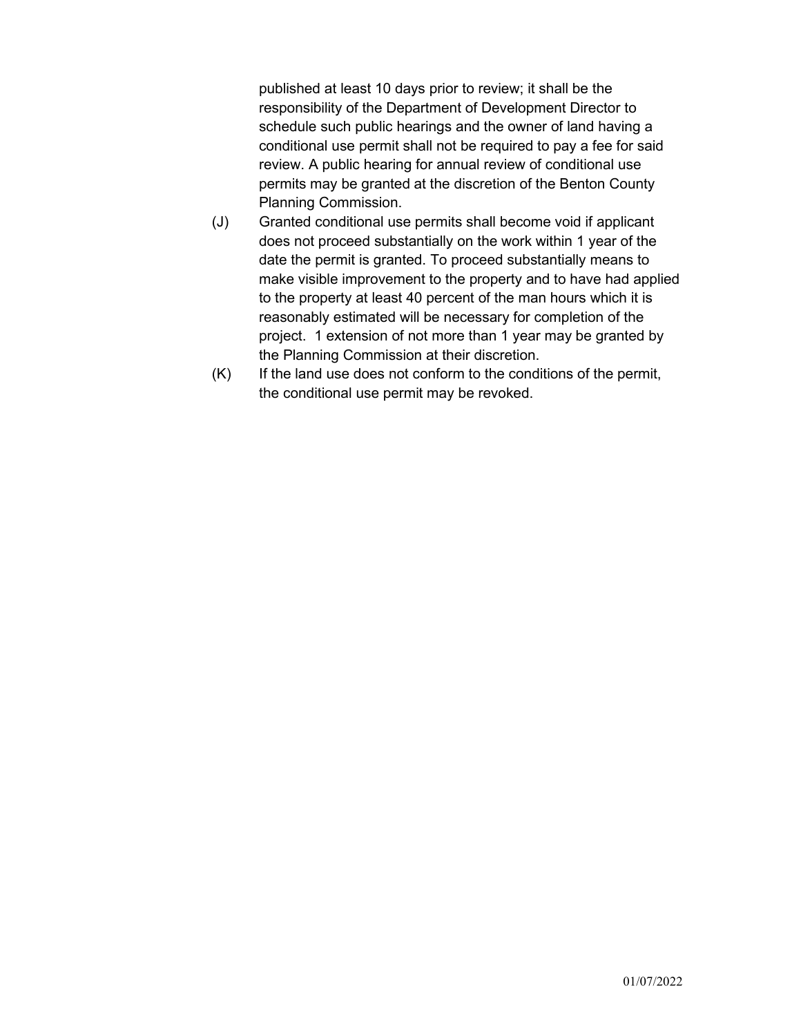published at least 10 days prior to review; it shall be the responsibility of the Department of Development Director to schedule such public hearings and the owner of land having a conditional use permit shall not be required to pay a fee for said review. A public hearing for annual review of conditional use permits may be granted at the discretion of the Benton County Planning Commission.

(J) Granted conditional use permits shall become void if applicant does not proceed substantially on the work within 1 year of the date the permit is granted. To proceed substantially means to make visible improvement to the property and to have had applied to the property at least 40 percent of the man hours which it is reasonably estimated will be necessary for completion of the project. 1 extension of not more than 1 year may be granted by the Planning Commission at their discretion.

(K) If the land use does not conform to the conditions of the permit, the conditional use permit may be revoked.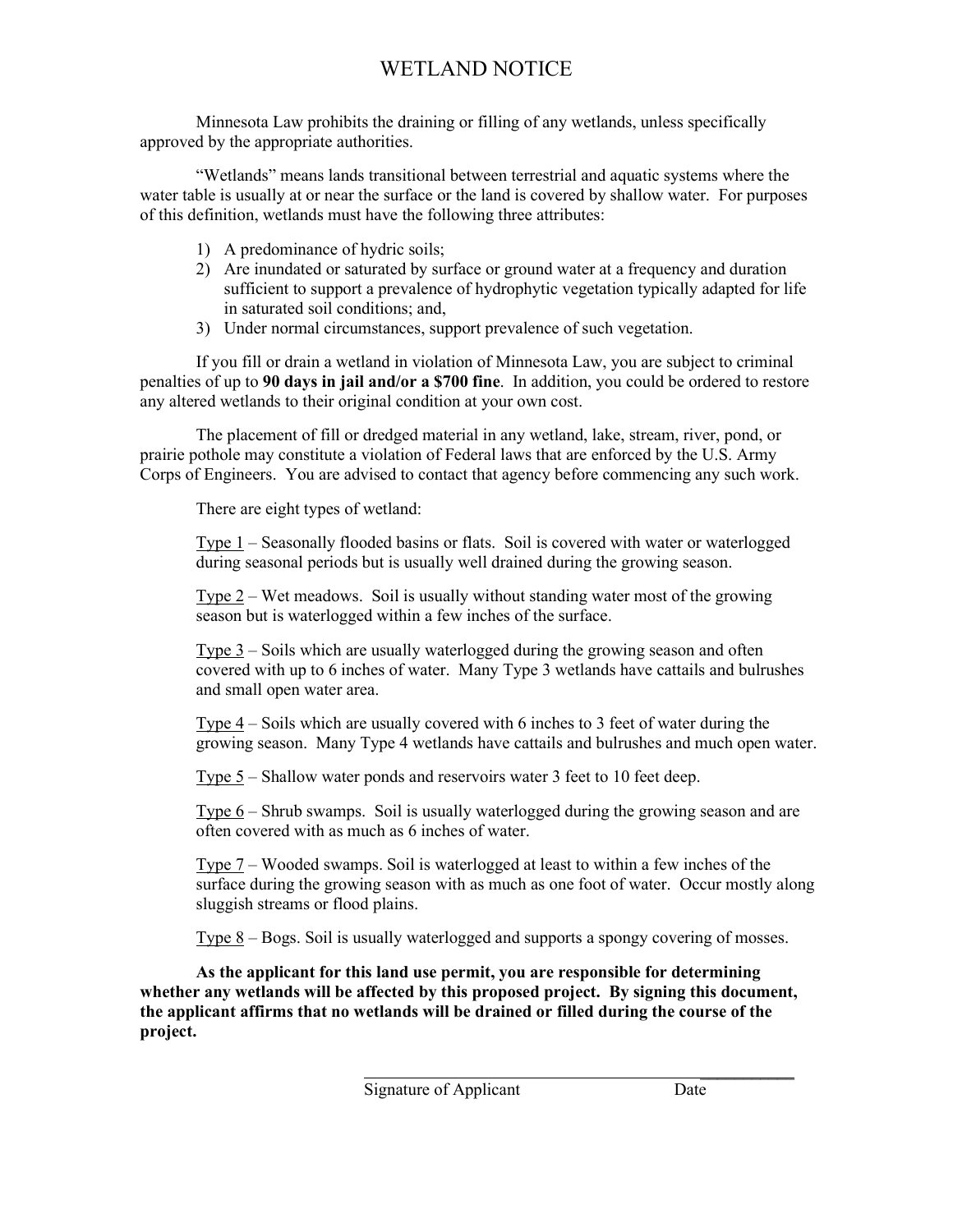# WETLAND NOTICE

Minnesota Law prohibits the draining or filling of any wetlands, unless specifically approved by the appropriate authorities.

"Wetlands" means lands transitional between terrestrial and aquatic systems where the water table is usually at or near the surface or the land is covered by shallow water. For purposes of this definition, wetlands must have the following three attributes:

1) A predominance of hydric soils;
2) Are inundated or saturated by surface or ground water at a frequency and duration sufficient to support a prevalence of hydrophytic vegetation typically adapted for life in saturated soil conditions; and,
3) Under normal circumstances, support prevalence of such vegetation.

If you fill or drain a wetland in violation of Minnesota Law, you are subject to criminal penalties of up to **90 days in jail and/or a $700 fine**. In addition, you could be ordered to restore any altered wetlands to their original condition at your own cost.

The placement of fill or dredged material in any wetland, lake, stream, river, pond, or prairie pothole may constitute a violation of Federal laws that are enforced by the U.S. Army Corps of Engineers. You are advised to contact that agency before commencing any such work.

There are eight types of wetland:

<u>Type 1</u> – Seasonally flooded basins or flats. Soil is covered with water or waterlogged during seasonal periods but is usually well drained during the growing season.

<u>Type 2</u> – Wet meadows. Soil is usually without standing water most of the growing season but is waterlogged within a few inches of the surface.

<u>Type 3</u> – Soils which are usually waterlogged during the growing season and often covered with up to 6 inches of water. Many Type 3 wetlands have cattails and bulrushes and small open water area.

<u>Type 4</u> – Soils which are usually covered with 6 inches to 3 feet of water during the growing season. Many Type 4 wetlands have cattails and bulrushes and much open water.

<u>Type 5</u> – Shallow water ponds and reservoirs water 3 feet to 10 feet deep.

<u>Type 6</u> – Shrub swamps. Soil is usually waterlogged during the growing season and are often covered with as much as 6 inches of water.

<u>Type 7</u> – Wooded swamps. Soil is waterlogged at least to within a few inches of the surface during the growing season with as much as one foot of water. Occur mostly along sluggish streams or flood plains.

<u>Type 8</u> – Bogs. Soil is usually waterlogged and supports a spongy covering of mosses.

**As the applicant for this land use permit, you are responsible for determining whether any wetlands will be affected by this proposed project. By signing this document, the applicant affirms that no wetlands will be drained or filled during the course of the project.**

\_\_\_\_\_\_\_\_\_\_\_\_\_\_\_\_\_\_\_\_\_\_\_\_\_\_\_\_\_\_\_\_\_\_\_\_\_\_\_\_ \_\_\_\_\_\_\_\_\_\_\_\_

Signature of Applicant Date